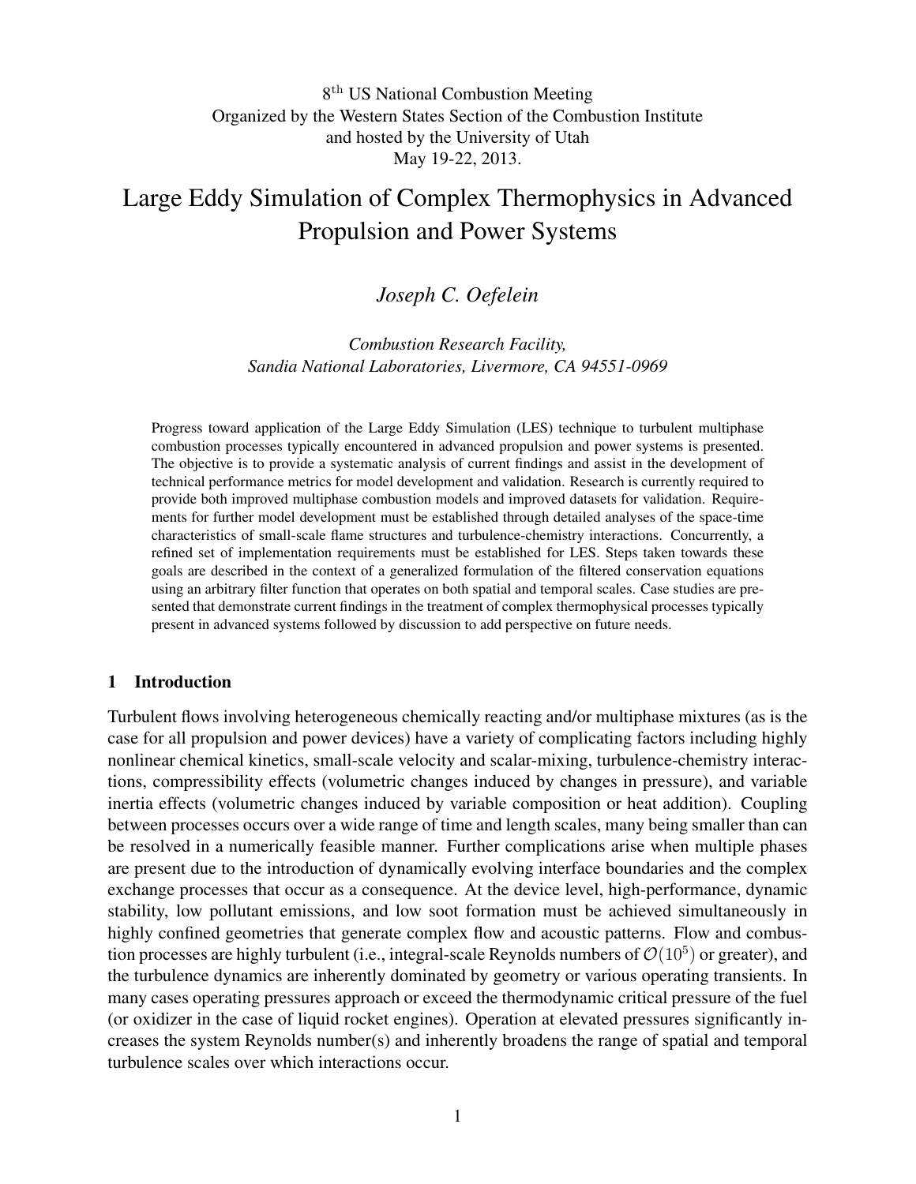8th US National Combustion Meeting
Organized by the Western States Section of the Combustion Institute
and hosted by the University of Utah
May 19-22, 2013.

# Large Eddy Simulation of Complex Thermophysics in Advanced Propulsion and Power Systems

*Joseph C. Oefelein*

*Combustion Research Facility,*
*Sandia National Laboratories, Livermore, CA 94551-0969*

Progress toward application of the Large Eddy Simulation (LES) technique to turbulent multiphase combustion processes typically encountered in advanced propulsion and power systems is presented. The objective is to provide a systematic analysis of current findings and assist in the development of technical performance metrics for model development and validation. Research is currently required to provide both improved multiphase combustion models and improved datasets for validation. Requirements for further model development must be established through detailed analyses of the space-time characteristics of small-scale flame structures and turbulence-chemistry interactions. Concurrently, a refined set of implementation requirements must be established for LES. Steps taken towards these goals are described in the context of a generalized formulation of the filtered conservation equations using an arbitrary filter function that operates on both spatial and temporal scales. Case studies are presented that demonstrate current findings in the treatment of complex thermophysical processes typically present in advanced systems followed by discussion to add perspective on future needs.

## 1 Introduction

Turbulent flows involving heterogeneous chemically reacting and/or multiphase mixtures (as is the case for all propulsion and power devices) have a variety of complicating factors including highly nonlinear chemical kinetics, small-scale velocity and scalar-mixing, turbulence-chemistry interactions, compressibility effects (volumetric changes induced by changes in pressure), and variable inertia effects (volumetric changes induced by variable composition or heat addition). Coupling between processes occurs over a wide range of time and length scales, many being smaller than can be resolved in a numerically feasible manner. Further complications arise when multiple phases are present due to the introduction of dynamically evolving interface boundaries and the complex exchange processes that occur as a consequence. At the device level, high-performance, dynamic stability, low pollutant emissions, and low soot formation must be achieved simultaneously in highly confined geometries that generate complex flow and acoustic patterns. Flow and combustion processes are highly turbulent (i.e., integral-scale Reynolds numbers of $\mathcal{O}(10^5)$ or greater), and the turbulence dynamics are inherently dominated by geometry or various operating transients. In many cases operating pressures approach or exceed the thermodynamic critical pressure of the fuel (or oxidizer in the case of liquid rocket engines). Operation at elevated pressures significantly increases the system Reynolds number(s) and inherently broadens the range of spatial and temporal turbulence scales over which interactions occur.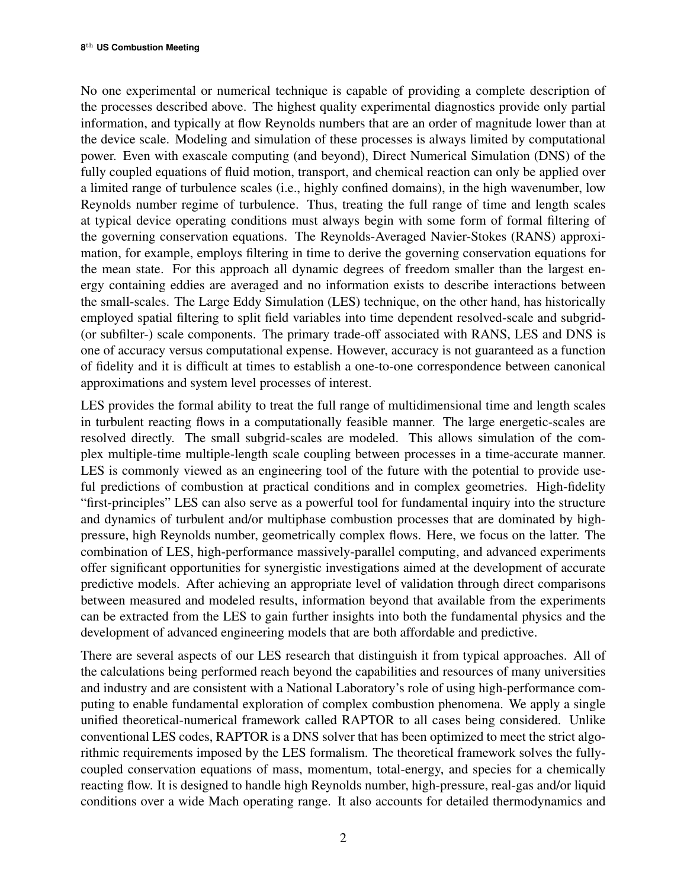No one experimental or numerical technique is capable of providing a complete description of the processes described above. The highest quality experimental diagnostics provide only partial information, and typically at flow Reynolds numbers that are an order of magnitude lower than at the device scale. Modeling and simulation of these processes is always limited by computational power. Even with exascale computing (and beyond), Direct Numerical Simulation (DNS) of the fully coupled equations of fluid motion, transport, and chemical reaction can only be applied over a limited range of turbulence scales (i.e., highly confined domains), in the high wavenumber, low Reynolds number regime of turbulence. Thus, treating the full range of time and length scales at typical device operating conditions must always begin with some form of formal filtering of the governing conservation equations. The Reynolds-Averaged Navier-Stokes (RANS) approximation, for example, employs filtering in time to derive the governing conservation equations for the mean state. For this approach all dynamic degrees of freedom smaller than the largest energy containing eddies are averaged and no information exists to describe interactions between the small-scales. The Large Eddy Simulation (LES) technique, on the other hand, has historically employed spatial filtering to split field variables into time dependent resolved-scale and subgrid- (or subfilter-) scale components. The primary trade-off associated with RANS, LES and DNS is one of accuracy versus computational expense. However, accuracy is not guaranteed as a function of fidelity and it is difficult at times to establish a one-to-one correspondence between canonical approximations and system level processes of interest.

LES provides the formal ability to treat the full range of multidimensional time and length scales in turbulent reacting flows in a computationally feasible manner. The large energetic-scales are resolved directly. The small subgrid-scales are modeled. This allows simulation of the complex multiple-time multiple-length scale coupling between processes in a time-accurate manner. LES is commonly viewed as an engineering tool of the future with the potential to provide useful predictions of combustion at practical conditions and in complex geometries. High-fidelity "first-principles" LES can also serve as a powerful tool for fundamental inquiry into the structure and dynamics of turbulent and/or multiphase combustion processes that are dominated by high-pressure, high Reynolds number, geometrically complex flows. Here, we focus on the latter. The combination of LES, high-performance massively-parallel computing, and advanced experiments offer significant opportunities for synergistic investigations aimed at the development of accurate predictive models. After achieving an appropriate level of validation through direct comparisons between measured and modeled results, information beyond that available from the experiments can be extracted from the LES to gain further insights into both the fundamental physics and the development of advanced engineering models that are both affordable and predictive.

There are several aspects of our LES research that distinguish it from typical approaches. All of the calculations being performed reach beyond the capabilities and resources of many universities and industry and are consistent with a National Laboratory's role of using high-performance computing to enable fundamental exploration of complex combustion phenomena. We apply a single unified theoretical-numerical framework called RAPTOR to all cases being considered. Unlike conventional LES codes, RAPTOR is a DNS solver that has been optimized to meet the strict algorithmic requirements imposed by the LES formalism. The theoretical framework solves the fully-coupled conservation equations of mass, momentum, total-energy, and species for a chemically reacting flow. It is designed to handle high Reynolds number, high-pressure, real-gas and/or liquid conditions over a wide Mach operating range. It also accounts for detailed thermodynamics and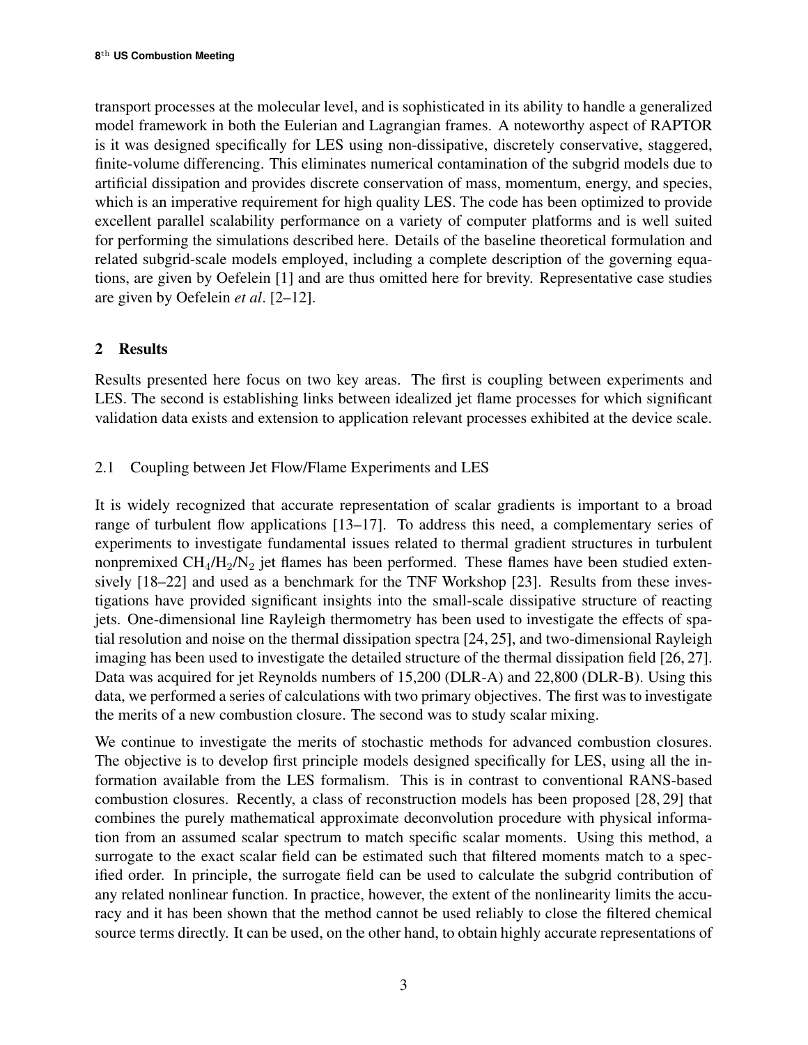transport processes at the molecular level, and is sophisticated in its ability to handle a generalized model framework in both the Eulerian and Lagrangian frames. A noteworthy aspect of RAPTOR is it was designed specifically for LES using non-dissipative, discretely conservative, staggered, finite-volume differencing. This eliminates numerical contamination of the subgrid models due to artificial dissipation and provides discrete conservation of mass, momentum, energy, and species, which is an imperative requirement for high quality LES. The code has been optimized to provide excellent parallel scalability performance on a variety of computer platforms and is well suited for performing the simulations described here. Details of the baseline theoretical formulation and related subgrid-scale models employed, including a complete description of the governing equations, are given by Oefelein [1] and are thus omitted here for brevity. Representative case studies are given by Oefelein *et al*. [2–12].

## 2 Results

Results presented here focus on two key areas. The first is coupling between experiments and LES. The second is establishing links between idealized jet flame processes for which significant validation data exists and extension to application relevant processes exhibited at the device scale.

### 2.1 Coupling between Jet Flow/Flame Experiments and LES

It is widely recognized that accurate representation of scalar gradients is important to a broad range of turbulent flow applications [13–17]. To address this need, a complementary series of experiments to investigate fundamental issues related to thermal gradient structures in turbulent nonpremixed $CH_4$/$H_2$/$N_2$ jet flames has been performed. These flames have been studied extensively [18–22] and used as a benchmark for the TNF Workshop [23]. Results from these investigations have provided significant insights into the small-scale dissipative structure of reacting jets. One-dimensional line Rayleigh thermometry has been used to investigate the effects of spatial resolution and noise on the thermal dissipation spectra [24, 25], and two-dimensional Rayleigh imaging has been used to investigate the detailed structure of the thermal dissipation field [26, 27]. Data was acquired for jet Reynolds numbers of 15,200 (DLR-A) and 22,800 (DLR-B). Using this data, we performed a series of calculations with two primary objectives. The first was to investigate the merits of a new combustion closure. The second was to study scalar mixing.

We continue to investigate the merits of stochastic methods for advanced combustion closures. The objective is to develop first principle models designed specifically for LES, using all the information available from the LES formalism. This is in contrast to conventional RANS-based combustion closures. Recently, a class of reconstruction models has been proposed [28, 29] that combines the purely mathematical approximate deconvolution procedure with physical information from an assumed scalar spectrum to match specific scalar moments. Using this method, a surrogate to the exact scalar field can be estimated such that filtered moments match to a specified order. In principle, the surrogate field can be used to calculate the subgrid contribution of any related nonlinear function. In practice, however, the extent of the nonlinearity limits the accuracy and it has been shown that the method cannot be used reliably to close the filtered chemical source terms directly. It can be used, on the other hand, to obtain highly accurate representations of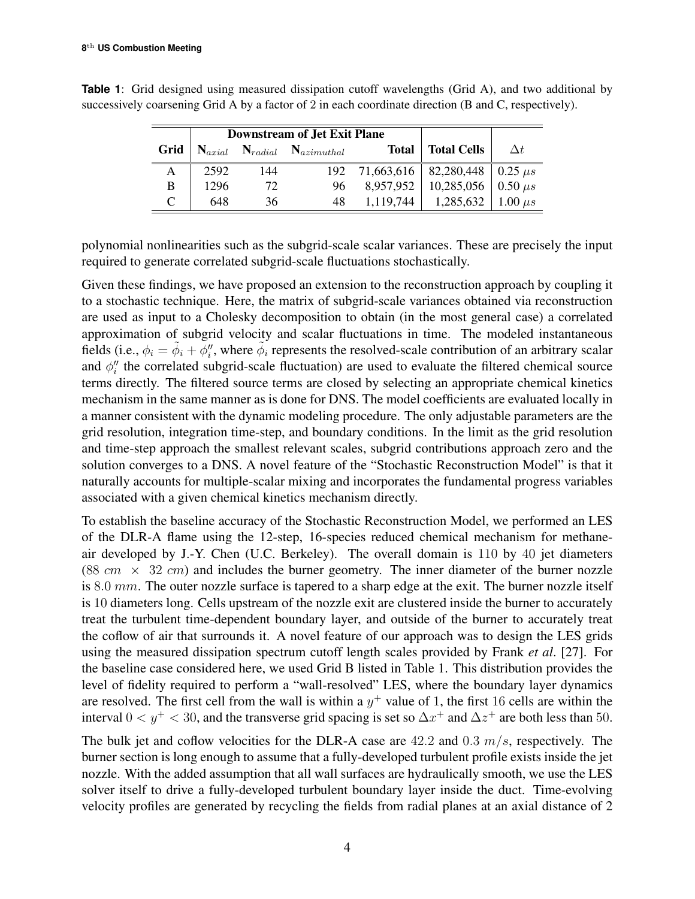**Table 1**: Grid designed using measured dissipation cutoff wavelengths (Grid A), and two additional by successively coarsening Grid A by a factor of 2 in each coordinate direction (B and C, respectively).

| | Downstream of Jet Exit Plane | | | | | |
|---|---|---|---|---|---|---|
| **Grid** | $\mathbf{N}_{axial}$ | $\mathbf{N}_{radial}$ | $\mathbf{N}_{azimuthal}$ | **Total** | **Total Cells** | $\Delta t$ |
| A | 2592 | 144 | 192 | 71,663,616 | 82,280,448 | 0.25 $\mu s$ |
| B | 1296 | 72 | 96 | 8,957,952 | 10,285,056 | 0.50 $\mu s$ |
| C | 648 | 36 | 48 | 1,119,744 | 1,285,632 | 1.00 $\mu s$ |

polynomial nonlinearities such as the subgrid-scale scalar variances. These are precisely the input required to generate correlated subgrid-scale fluctuations stochastically.

Given these findings, we have proposed an extension to the reconstruction approach by coupling it to a stochastic technique. Here, the matrix of subgrid-scale variances obtained via reconstruction are used as input to a Cholesky decomposition to obtain (in the most general case) a correlated approximation of subgrid velocity and scalar fluctuations in time. The modeled instantaneous fields (i.e., $\phi_i = \tilde{\phi}_i + \phi_i''$, where $\tilde{\phi}_i$ represents the resolved-scale contribution of an arbitrary scalar and $\phi_i''$ the correlated subgrid-scale fluctuation) are used to evaluate the filtered chemical source terms directly. The filtered source terms are closed by selecting an appropriate chemical kinetics mechanism in the same manner as is done for DNS. The model coefficients are evaluated locally in a manner consistent with the dynamic modeling procedure. The only adjustable parameters are the grid resolution, integration time-step, and boundary conditions. In the limit as the grid resolution and time-step approach the smallest relevant scales, subgrid contributions approach zero and the solution converges to a DNS. A novel feature of the "Stochastic Reconstruction Model" is that it naturally accounts for multiple-scalar mixing and incorporates the fundamental progress variables associated with a given chemical kinetics mechanism directly.

To establish the baseline accuracy of the Stochastic Reconstruction Model, we performed an LES of the DLR-A flame using the 12-step, 16-species reduced chemical mechanism for methane-air developed by J.-Y. Chen (U.C. Berkeley). The overall domain is $110$ by $40$ jet diameters ($88\ cm \times 32\ cm$) and includes the burner geometry. The inner diameter of the burner nozzle is $8.0\ mm$. The outer nozzle surface is tapered to a sharp edge at the exit. The burner nozzle itself is $10$ diameters long. Cells upstream of the nozzle exit are clustered inside the burner to accurately treat the turbulent time-dependent boundary layer, and outside of the burner to accurately treat the coflow of air that surrounds it. A novel feature of our approach was to design the LES grids using the measured dissipation spectrum cutoff length scales provided by Frank *et al*. [27]. For the baseline case considered here, we used Grid B listed in Table 1. This distribution provides the level of fidelity required to perform a "wall-resolved" LES, where the boundary layer dynamics are resolved. The first cell from the wall is within a $y^+$ value of 1, the first $16$ cells are within the interval $0 < y^+ < 30$, and the transverse grid spacing is set so $\Delta x^+$ and $\Delta z^+$ are both less than $50$.

The bulk jet and coflow velocities for the DLR-A case are $42.2$ and $0.3\ m/s$, respectively. The burner section is long enough to assume that a fully-developed turbulent profile exists inside the jet nozzle. With the added assumption that all wall surfaces are hydraulically smooth, we use the LES solver itself to drive a fully-developed turbulent boundary layer inside the duct. Time-evolving velocity profiles are generated by recycling the fields from radial planes at an axial distance of 2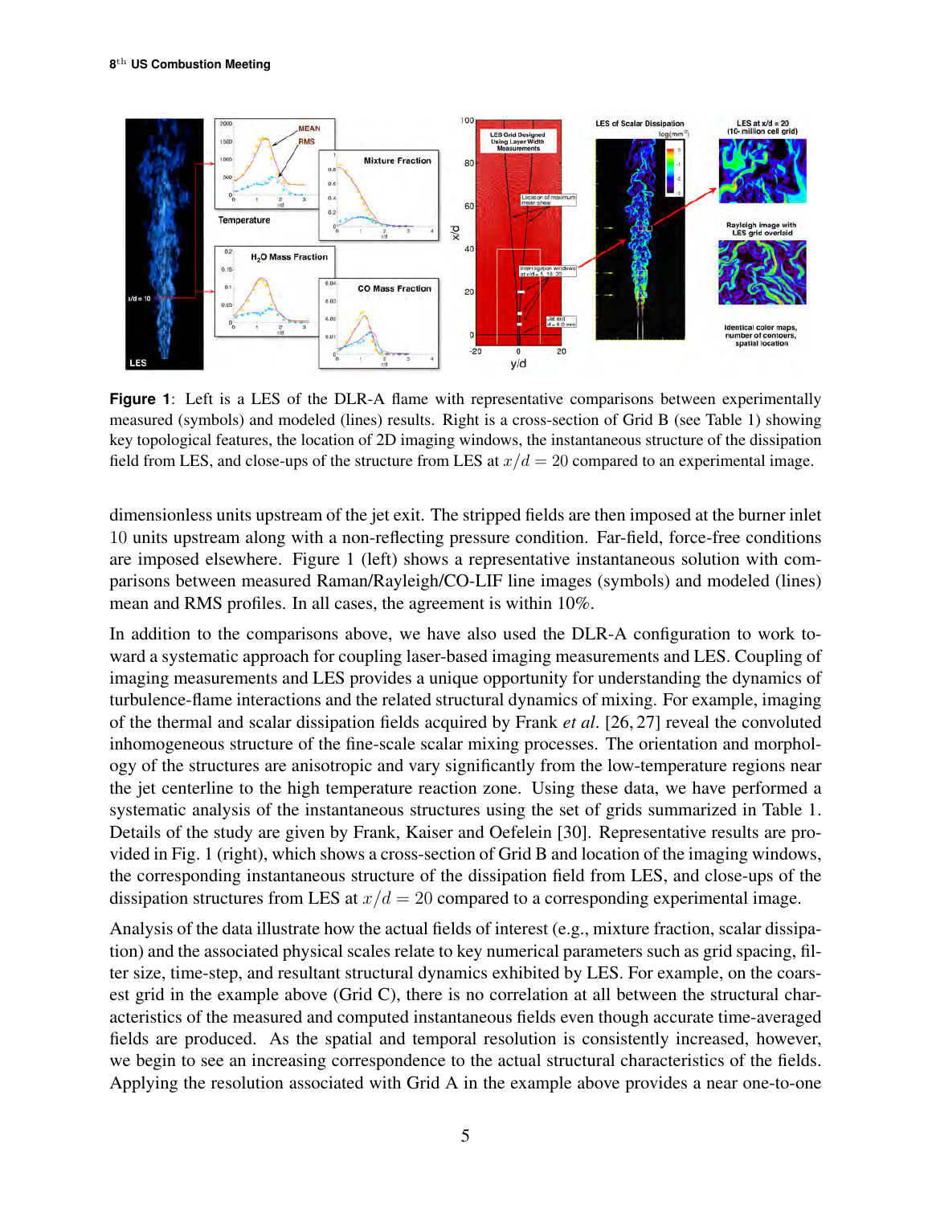**Figure 1**: Left is a LES of the DLR-A flame with representative comparisons between experimentally measured (symbols) and modeled (lines) results. Right is a cross-section of Grid B (see Table 1) showing key topological features, the location of 2D imaging windows, the instantaneous structure of the dissipation field from LES, and close-ups of the structure from LES at $x/d = 20$ compared to an experimental image.

dimensionless units upstream of the jet exit. The stripped fields are then imposed at the burner inlet 10 units upstream along with a non-reflecting pressure condition. Far-field, force-free conditions are imposed elsewhere. Figure 1 (left) shows a representative instantaneous solution with comparisons between measured Raman/Rayleigh/CO-LIF line images (symbols) and modeled (lines) mean and RMS profiles. In all cases, the agreement is within 10%.

In addition to the comparisons above, we have also used the DLR-A configuration to work toward a systematic approach for coupling laser-based imaging measurements and LES. Coupling of imaging measurements and LES provides a unique opportunity for understanding the dynamics of turbulence-flame interactions and the related structural dynamics of mixing. For example, imaging of the thermal and scalar dissipation fields acquired by Frank *et al*. [26, 27] reveal the convoluted inhomogeneous structure of the fine-scale scalar mixing processes. The orientation and morphology of the structures are anisotropic and vary significantly from the low-temperature regions near the jet centerline to the high temperature reaction zone. Using these data, we have performed a systematic analysis of the instantaneous structures using the set of grids summarized in Table 1. Details of the study are given by Frank, Kaiser and Oefelein [30]. Representative results are provided in Fig. 1 (right), which shows a cross-section of Grid B and location of the imaging windows, the corresponding instantaneous structure of the dissipation field from LES, and close-ups of the dissipation structures from LES at $x/d = 20$ compared to a corresponding experimental image.

Analysis of the data illustrate how the actual fields of interest (e.g., mixture fraction, scalar dissipation) and the associated physical scales relate to key numerical parameters such as grid spacing, filter size, time-step, and resultant structural dynamics exhibited by LES. For example, on the coarsest grid in the example above (Grid C), there is no correlation at all between the structural characteristics of the measured and computed instantaneous fields even though accurate time-averaged fields are produced. As the spatial and temporal resolution is consistently increased, however, we begin to see an increasing correspondence to the actual structural characteristics of the fields. Applying the resolution associated with Grid A in the example above provides a near one-to-one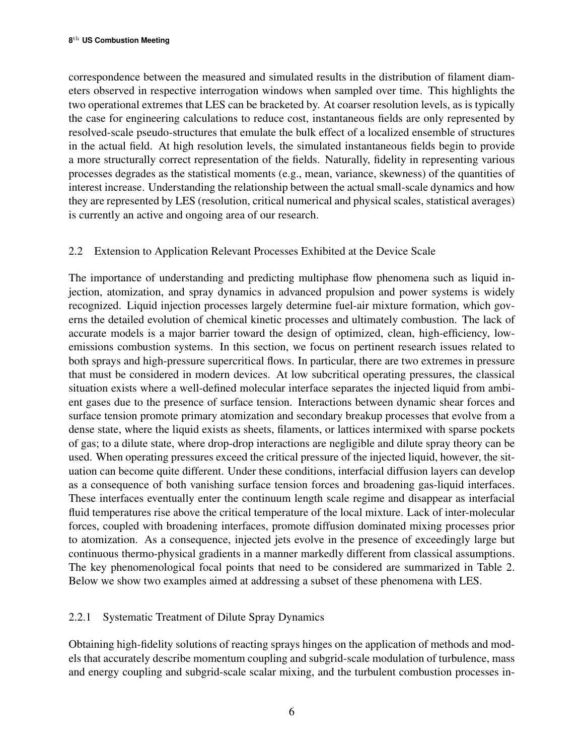correspondence between the measured and simulated results in the distribution of filament diameters observed in respective interrogation windows when sampled over time. This highlights the two operational extremes that LES can be bracketed by. At coarser resolution levels, as is typically the case for engineering calculations to reduce cost, instantaneous fields are only represented by resolved-scale pseudo-structures that emulate the bulk effect of a localized ensemble of structures in the actual field. At high resolution levels, the simulated instantaneous fields begin to provide a more structurally correct representation of the fields. Naturally, fidelity in representing various processes degrades as the statistical moments (e.g., mean, variance, skewness) of the quantities of interest increase. Understanding the relationship between the actual small-scale dynamics and how they are represented by LES (resolution, critical numerical and physical scales, statistical averages) is currently an active and ongoing area of our research.

### 2.2 Extension to Application Relevant Processes Exhibited at the Device Scale

The importance of understanding and predicting multiphase flow phenomena such as liquid injection, atomization, and spray dynamics in advanced propulsion and power systems is widely recognized. Liquid injection processes largely determine fuel-air mixture formation, which governs the detailed evolution of chemical kinetic processes and ultimately combustion. The lack of accurate models is a major barrier toward the design of optimized, clean, high-efficiency, low-emissions combustion systems. In this section, we focus on pertinent research issues related to both sprays and high-pressure supercritical flows. In particular, there are two extremes in pressure that must be considered in modern devices. At low subcritical operating pressures, the classical situation exists where a well-defined molecular interface separates the injected liquid from ambient gases due to the presence of surface tension. Interactions between dynamic shear forces and surface tension promote primary atomization and secondary breakup processes that evolve from a dense state, where the liquid exists as sheets, filaments, or lattices intermixed with sparse pockets of gas; to a dilute state, where drop-drop interactions are negligible and dilute spray theory can be used. When operating pressures exceed the critical pressure of the injected liquid, however, the situation can become quite different. Under these conditions, interfacial diffusion layers can develop as a consequence of both vanishing surface tension forces and broadening gas-liquid interfaces. These interfaces eventually enter the continuum length scale regime and disappear as interfacial fluid temperatures rise above the critical temperature of the local mixture. Lack of inter-molecular forces, coupled with broadening interfaces, promote diffusion dominated mixing processes prior to atomization. As a consequence, injected jets evolve in the presence of exceedingly large but continuous thermo-physical gradients in a manner markedly different from classical assumptions. The key phenomenological focal points that need to be considered are summarized in Table 2. Below we show two examples aimed at addressing a subset of these phenomena with LES.

#### 2.2.1 Systematic Treatment of Dilute Spray Dynamics

Obtaining high-fidelity solutions of reacting sprays hinges on the application of methods and models that accurately describe momentum coupling and subgrid-scale modulation of turbulence, mass and energy coupling and subgrid-scale scalar mixing, and the turbulent combustion processes in-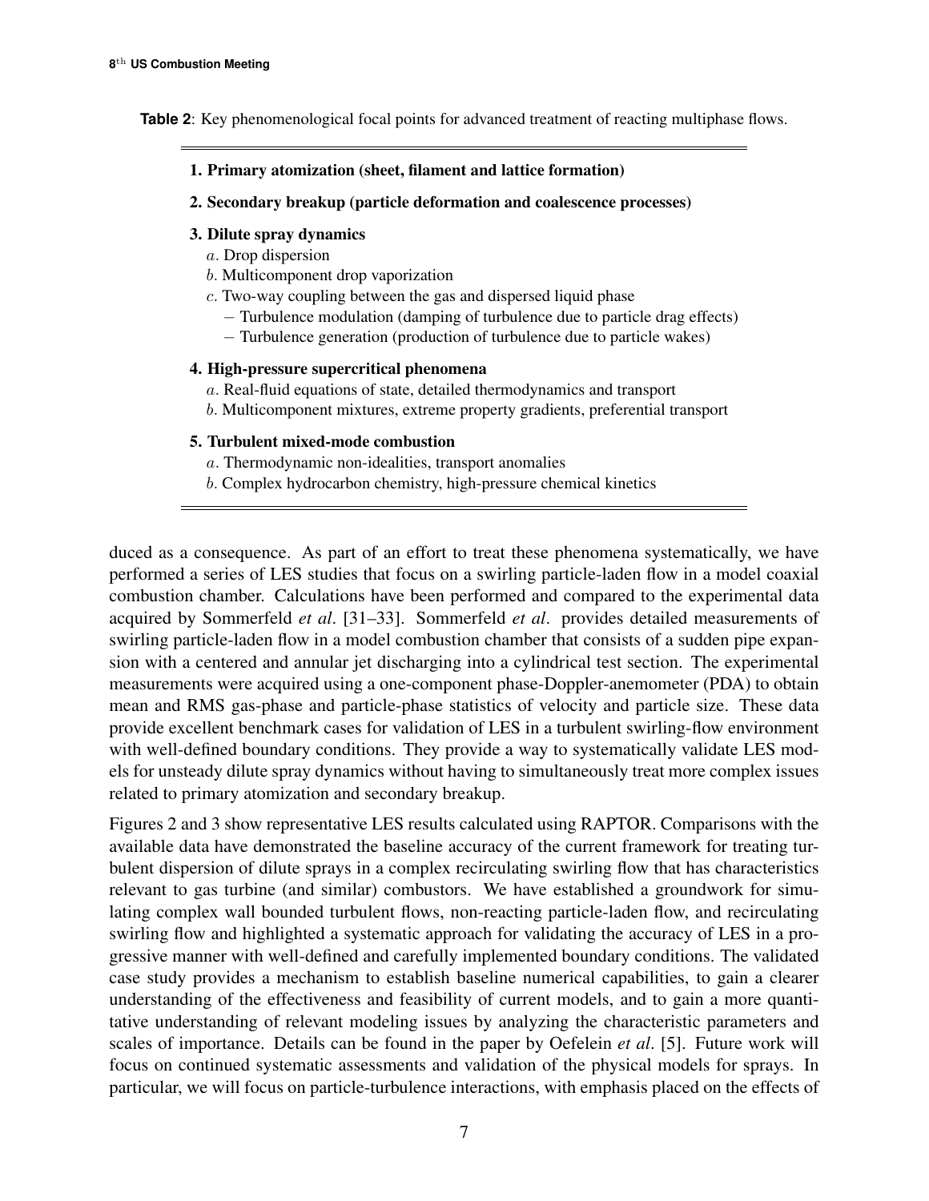**Table 2**: Key phenomenological focal points for advanced treatment of reacting multiphase flows.

**1. Primary atomization (sheet, filament and lattice formation)**

**2. Secondary breakup (particle deformation and coalescence processes)**

**3. Dilute spray dynamics**

- $a$. Drop dispersion
- $b$. Multicomponent drop vaporization
- $c$. Two-way coupling between the gas and dispersed liquid phase
  - Turbulence modulation (damping of turbulence due to particle drag effects)
  - Turbulence generation (production of turbulence due to particle wakes)

**4. High-pressure supercritical phenomena**

- $a$. Real-fluid equations of state, detailed thermodynamics and transport
- $b$. Multicomponent mixtures, extreme property gradients, preferential transport

**5. Turbulent mixed-mode combustion**

- $a$. Thermodynamic non-idealities, transport anomalies
- $b$. Complex hydrocarbon chemistry, high-pressure chemical kinetics

duced as a consequence. As part of an effort to treat these phenomena systematically, we have performed a series of LES studies that focus on a swirling particle-laden flow in a model coaxial combustion chamber. Calculations have been performed and compared to the experimental data acquired by Sommerfeld *et al*. [31–33]. Sommerfeld *et al*. provides detailed measurements of swirling particle-laden flow in a model combustion chamber that consists of a sudden pipe expansion with a centered and annular jet discharging into a cylindrical test section. The experimental measurements were acquired using a one-component phase-Doppler-anemometer (PDA) to obtain mean and RMS gas-phase and particle-phase statistics of velocity and particle size. These data provide excellent benchmark cases for validation of LES in a turbulent swirling-flow environment with well-defined boundary conditions. They provide a way to systematically validate LES models for unsteady dilute spray dynamics without having to simultaneously treat more complex issues related to primary atomization and secondary breakup.

Figures 2 and 3 show representative LES results calculated using RAPTOR. Comparisons with the available data have demonstrated the baseline accuracy of the current framework for treating turbulent dispersion of dilute sprays in a complex recirculating swirling flow that has characteristics relevant to gas turbine (and similar) combustors. We have established a groundwork for simulating complex wall bounded turbulent flows, non-reacting particle-laden flow, and recirculating swirling flow and highlighted a systematic approach for validating the accuracy of LES in a progressive manner with well-defined and carefully implemented boundary conditions. The validated case study provides a mechanism to establish baseline numerical capabilities, to gain a clearer understanding of the effectiveness and feasibility of current models, and to gain a more quantitative understanding of relevant modeling issues by analyzing the characteristic parameters and scales of importance. Details can be found in the paper by Oefelein *et al*. [5]. Future work will focus on continued systematic assessments and validation of the physical models for sprays. In particular, we will focus on particle-turbulence interactions, with emphasis placed on the effects of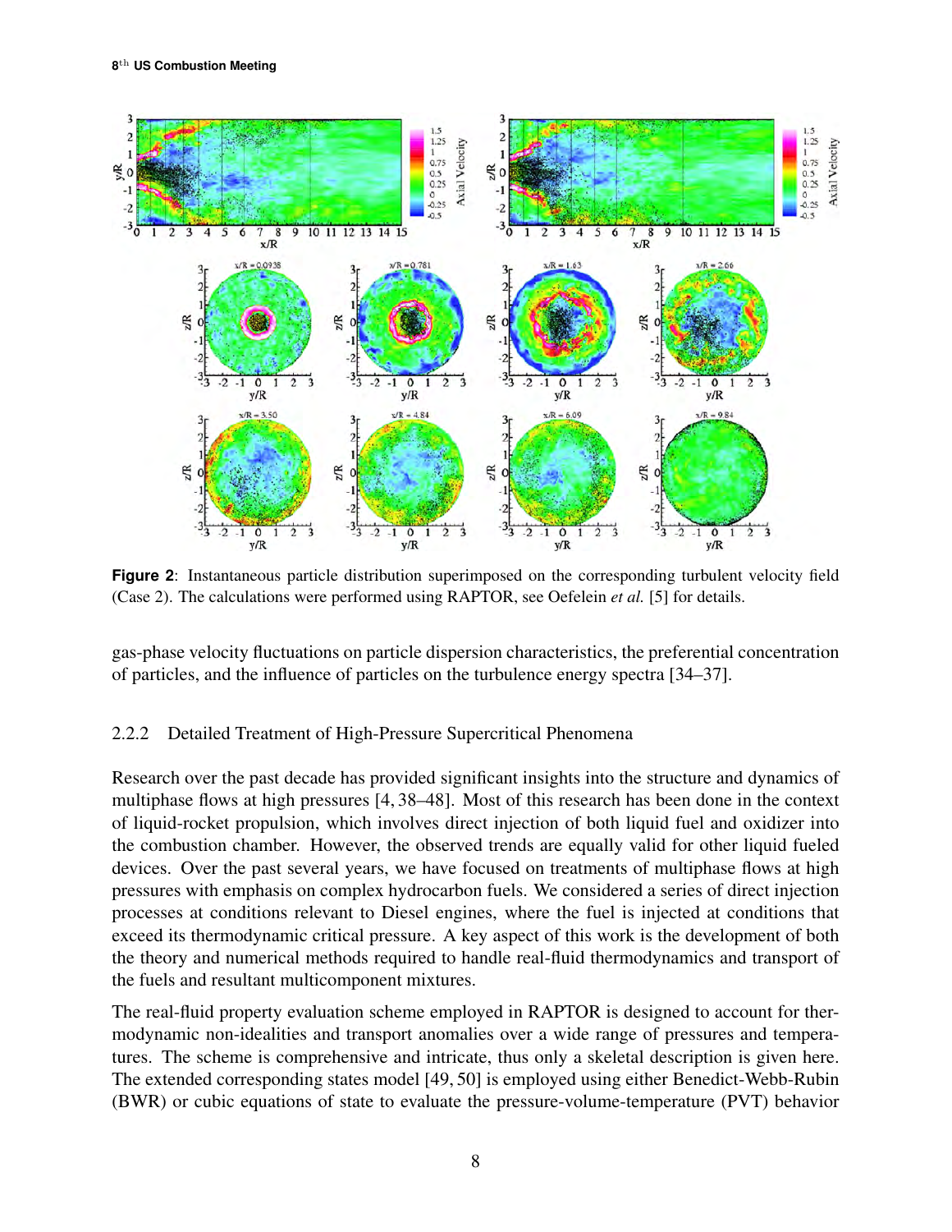**Figure 2**: Instantaneous particle distribution superimposed on the corresponding turbulent velocity field (Case 2). The calculations were performed using RAPTOR, see Oefelein *et al.* [5] for details.

gas-phase velocity fluctuations on particle dispersion characteristics, the preferential concentration of particles, and the influence of particles on the turbulence energy spectra [34–37].

### 2.2.2 Detailed Treatment of High-Pressure Supercritical Phenomena

Research over the past decade has provided significant insights into the structure and dynamics of multiphase flows at high pressures [4, 38–48]. Most of this research has been done in the context of liquid-rocket propulsion, which involves direct injection of both liquid fuel and oxidizer into the combustion chamber. However, the observed trends are equally valid for other liquid fueled devices. Over the past several years, we have focused on treatments of multiphase flows at high pressures with emphasis on complex hydrocarbon fuels. We considered a series of direct injection processes at conditions relevant to Diesel engines, where the fuel is injected at conditions that exceed its thermodynamic critical pressure. A key aspect of this work is the development of both the theory and numerical methods required to handle real-fluid thermodynamics and transport of the fuels and resultant multicomponent mixtures.

The real-fluid property evaluation scheme employed in RAPTOR is designed to account for thermodynamic non-idealities and transport anomalies over a wide range of pressures and temperatures. The scheme is comprehensive and intricate, thus only a skeletal description is given here. The extended corresponding states model [49, 50] is employed using either Benedict-Webb-Rubin (BWR) or cubic equations of state to evaluate the pressure-volume-temperature (PVT) behavior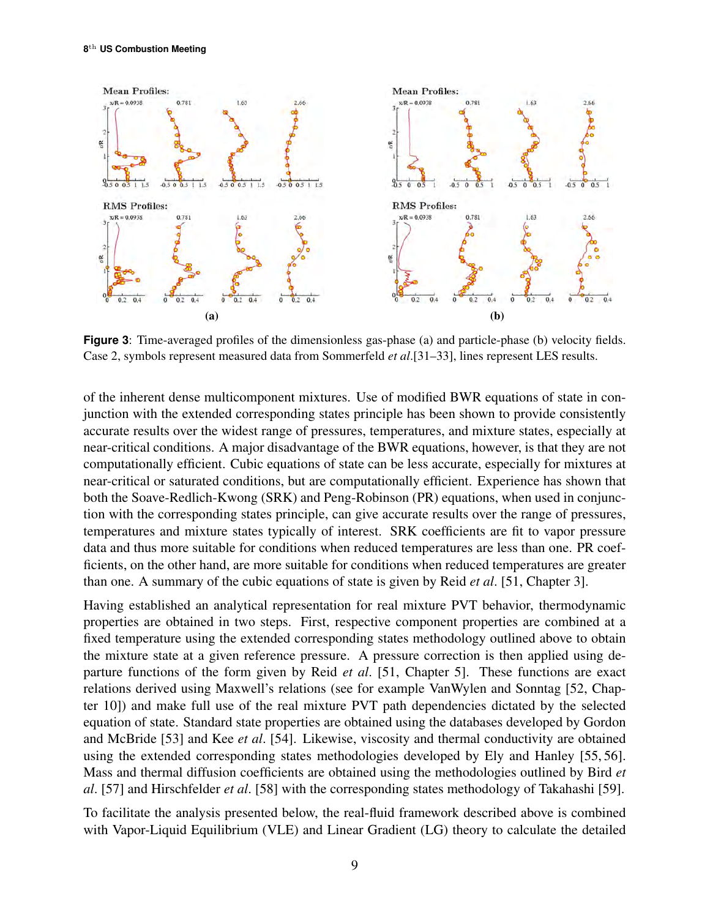**Figure 3**: Time-averaged profiles of the dimensionless gas-phase (a) and particle-phase (b) velocity fields. Case 2, symbols represent measured data from Sommerfeld *et al*.[31–33], lines represent LES results.

of the inherent dense multicomponent mixtures. Use of modified BWR equations of state in conjunction with the extended corresponding states principle has been shown to provide consistently accurate results over the widest range of pressures, temperatures, and mixture states, especially at near-critical conditions. A major disadvantage of the BWR equations, however, is that they are not computationally efficient. Cubic equations of state can be less accurate, especially for mixtures at near-critical or saturated conditions, but are computationally efficient. Experience has shown that both the Soave-Redlich-Kwong (SRK) and Peng-Robinson (PR) equations, when used in conjunction with the corresponding states principle, can give accurate results over the range of pressures, temperatures and mixture states typically of interest. SRK coefficients are fit to vapor pressure data and thus more suitable for conditions when reduced temperatures are less than one. PR coefficients, on the other hand, are more suitable for conditions when reduced temperatures are greater than one. A summary of the cubic equations of state is given by Reid *et al*. [51, Chapter 3].

Having established an analytical representation for real mixture PVT behavior, thermodynamic properties are obtained in two steps. First, respective component properties are combined at a fixed temperature using the extended corresponding states methodology outlined above to obtain the mixture state at a given reference pressure. A pressure correction is then applied using departure functions of the form given by Reid *et al*. [51, Chapter 5]. These functions are exact relations derived using Maxwell's relations (see for example VanWylen and Sonntag [52, Chapter 10]) and make full use of the real mixture PVT path dependencies dictated by the selected equation of state. Standard state properties are obtained using the databases developed by Gordon and McBride [53] and Kee *et al*. [54]. Likewise, viscosity and thermal conductivity are obtained using the extended corresponding states methodologies developed by Ely and Hanley [55, 56]. Mass and thermal diffusion coefficients are obtained using the methodologies outlined by Bird *et al*. [57] and Hirschfelder *et al*. [58] with the corresponding states methodology of Takahashi [59].

To facilitate the analysis presented below, the real-fluid framework described above is combined with Vapor-Liquid Equilibrium (VLE) and Linear Gradient (LG) theory to calculate the detailed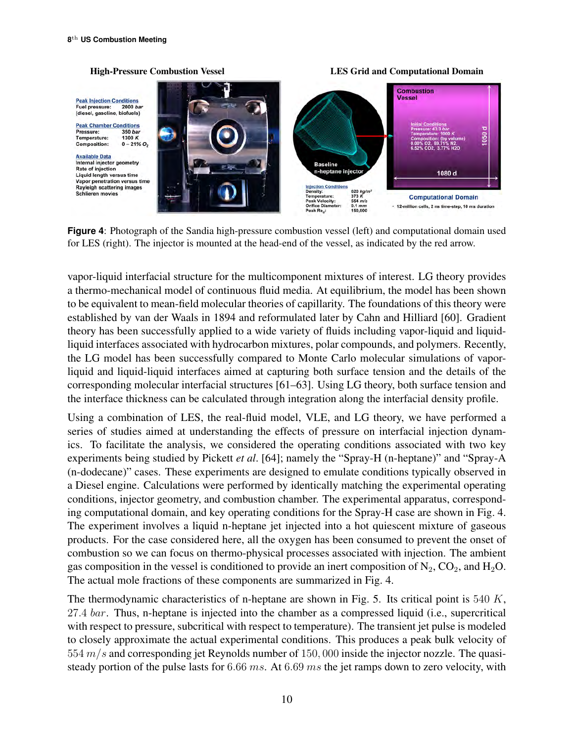**High-Pressure Combustion Vessel**

**Peak Injection Conditions**
Fuel pressure: 2000 *bar*
(diesel, gasoline, biofuels)

**Peak Chamber Conditions**
Pressure: 350 *bar*
Temperature: 1300 *K*
Composition: 0 – 21% $O_2$

**Available Data**
Internal injector geometry
Rate of injection
Liquid length versus time
Vapor penetration versus time
Rayleigh scattering images
Schlieren movies

**LES Grid and Computational Domain**

Baseline n-heptane injector

**Injection Conditions**
Density: 620 $kg/m^3$
Temperature: 373 $K$
Peak Velocity: 554 $m/s$
Orifice Diameter: 0.1 $mm$
Peak $Re_d$: 150,000

Combustion Vessel

Initial Conditions
Pressure: 43.3 *bar*
Temperature: 1000 *K*
Composition: (by volume)
0.00% O2, 89.71% N2,
6.52% CO2, 3.77% H2O

1050 d

1080 d

**Computational Domain**
- 12-million cells, 2 ns time-step, 10 ms duration

**Figure 4**: Photograph of the Sandia high-pressure combustion vessel (left) and computational domain used for LES (right). The injector is mounted at the head-end of the vessel, as indicated by the red arrow.

vapor-liquid interfacial structure for the multicomponent mixtures of interest. LG theory provides a thermo-mechanical model of continuous fluid media. At equilibrium, the model has been shown to be equivalent to mean-field molecular theories of capillarity. The foundations of this theory were established by van der Waals in 1894 and reformulated later by Cahn and Hilliard [60]. Gradient theory has been successfully applied to a wide variety of fluids including vapor-liquid and liquid-liquid interfaces associated with hydrocarbon mixtures, polar compounds, and polymers. Recently, the LG model has been successfully compared to Monte Carlo molecular simulations of vapor-liquid and liquid-liquid interfaces aimed at capturing both surface tension and the details of the corresponding molecular interfacial structures [61–63]. Using LG theory, both surface tension and the interface thickness can be calculated through integration along the interfacial density profile.

Using a combination of LES, the real-fluid model, VLE, and LG theory, we have performed a series of studies aimed at understanding the effects of pressure on interfacial injection dynamics. To facilitate the analysis, we considered the operating conditions associated with two key experiments being studied by Pickett *et al*. [64]; namely the "Spray-H (n-heptane)" and "Spray-A (n-dodecane)" cases. These experiments are designed to emulate conditions typically observed in a Diesel engine. Calculations were performed by identically matching the experimental operating conditions, injector geometry, and combustion chamber. The experimental apparatus, corresponding computational domain, and key operating conditions for the Spray-H case are shown in Fig. 4. The experiment involves a liquid n-heptane jet injected into a hot quiescent mixture of gaseous products. For the case considered here, all the oxygen has been consumed to prevent the onset of combustion so we can focus on thermo-physical processes associated with injection. The ambient gas composition in the vessel is conditioned to provide an inert composition of $N_2$, $CO_2$, and $H_2O$. The actual mole fractions of these components are summarized in Fig. 4.

The thermodynamic characteristics of n-heptane are shown in Fig. 5. Its critical point is $540\ K$, $27.4\ bar$. Thus, n-heptane is injected into the chamber as a compressed liquid (i.e., supercritical with respect to pressure, subcritical with respect to temperature). The transient jet pulse is modeled to closely approximate the actual experimental conditions. This produces a peak bulk velocity of $554\ m/s$ and corresponding jet Reynolds number of $150,000$ inside the injector nozzle. The quasi-steady portion of the pulse lasts for $6.66\ ms$. At $6.69\ ms$ the jet ramps down to zero velocity, with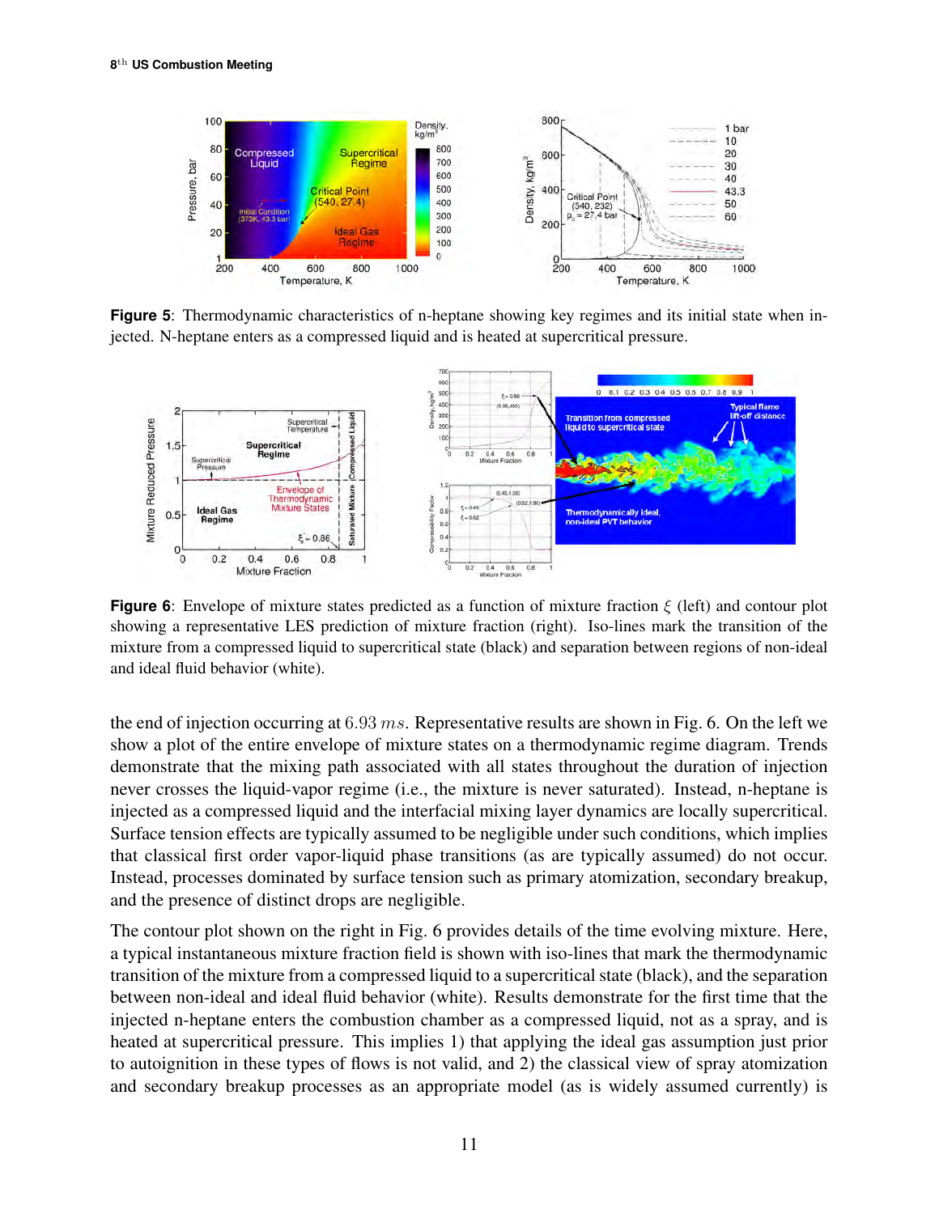**Figure 5**: Thermodynamic characteristics of n-heptane showing key regimes and its initial state when injected. N-heptane enters as a compressed liquid and is heated at supercritical pressure.

**Figure 6**: Envelope of mixture states predicted as a function of mixture fraction $\xi$ (left) and contour plot showing a representative LES prediction of mixture fraction (right). Iso-lines mark the transition of the mixture from a compressed liquid to supercritical state (black) and separation between regions of non-ideal and ideal fluid behavior (white).

the end of injection occurring at $6.93\ ms$. Representative results are shown in Fig. 6. On the left we show a plot of the entire envelope of mixture states on a thermodynamic regime diagram. Trends demonstrate that the mixing path associated with all states throughout the duration of injection never crosses the liquid-vapor regime (i.e., the mixture is never saturated). Instead, n-heptane is injected as a compressed liquid and the interfacial mixing layer dynamics are locally supercritical. Surface tension effects are typically assumed to be negligible under such conditions, which implies that classical first order vapor-liquid phase transitions (as are typically assumed) do not occur. Instead, processes dominated by surface tension such as primary atomization, secondary breakup, and the presence of distinct drops are negligible.

The contour plot shown on the right in Fig. 6 provides details of the time evolving mixture. Here, a typical instantaneous mixture fraction field is shown with iso-lines that mark the thermodynamic transition of the mixture from a compressed liquid to a supercritical state (black), and the separation between non-ideal and ideal fluid behavior (white). Results demonstrate for the first time that the injected n-heptane enters the combustion chamber as a compressed liquid, not as a spray, and is heated at supercritical pressure. This implies 1) that applying the ideal gas assumption just prior to autoignition in these types of flows is not valid, and 2) the classical view of spray atomization and secondary breakup processes as an appropriate model (as is widely assumed currently) is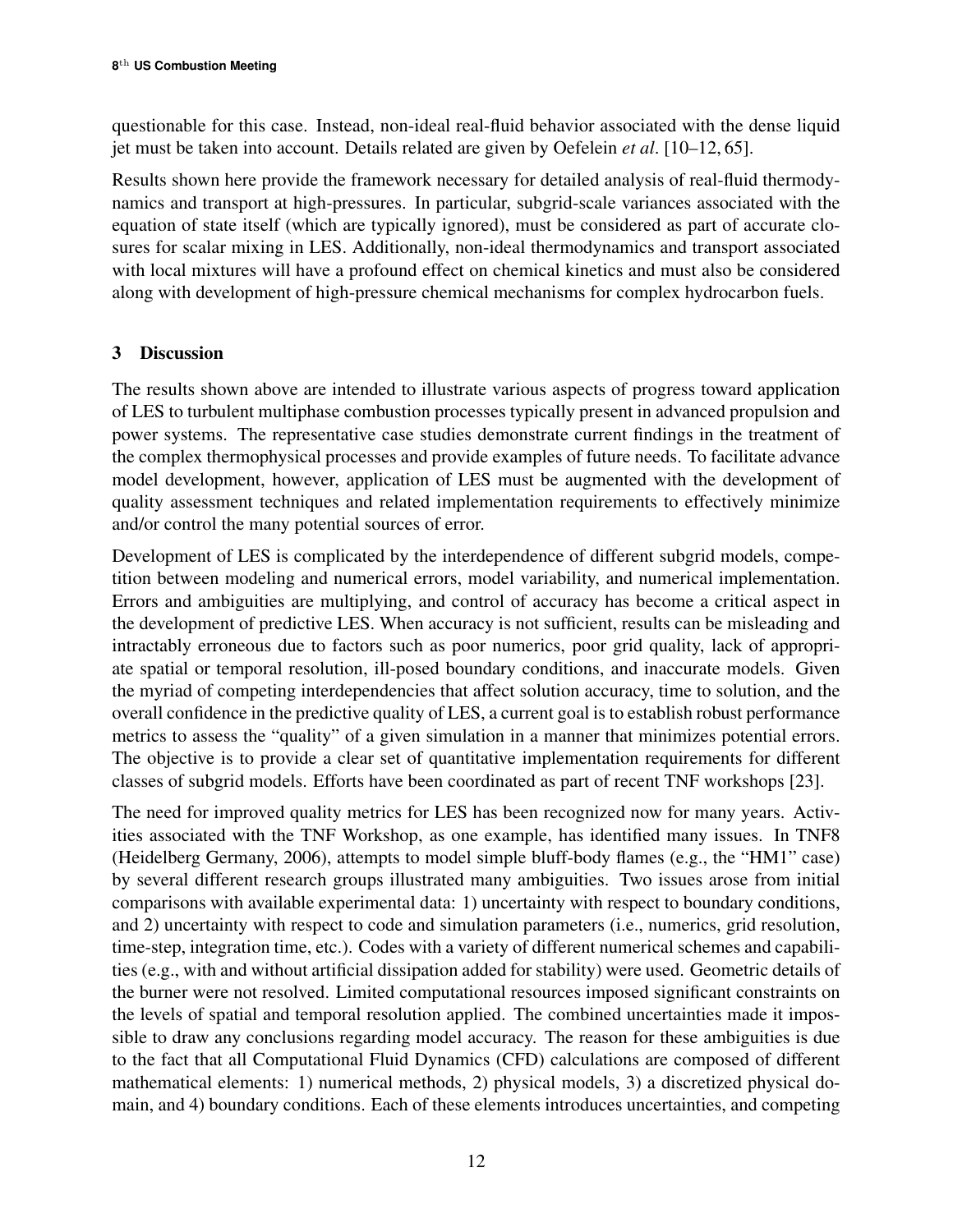questionable for this case. Instead, non-ideal real-fluid behavior associated with the dense liquid jet must be taken into account. Details related are given by Oefelein *et al*. [10–12, 65].

Results shown here provide the framework necessary for detailed analysis of real-fluid thermodynamics and transport at high-pressures. In particular, subgrid-scale variances associated with the equation of state itself (which are typically ignored), must be considered as part of accurate closures for scalar mixing in LES. Additionally, non-ideal thermodynamics and transport associated with local mixtures will have a profound effect on chemical kinetics and must also be considered along with development of high-pressure chemical mechanisms for complex hydrocarbon fuels.

## 3 Discussion

The results shown above are intended to illustrate various aspects of progress toward application of LES to turbulent multiphase combustion processes typically present in advanced propulsion and power systems. The representative case studies demonstrate current findings in the treatment of the complex thermophysical processes and provide examples of future needs. To facilitate advance model development, however, application of LES must be augmented with the development of quality assessment techniques and related implementation requirements to effectively minimize and/or control the many potential sources of error.

Development of LES is complicated by the interdependence of different subgrid models, competition between modeling and numerical errors, model variability, and numerical implementation. Errors and ambiguities are multiplying, and control of accuracy has become a critical aspect in the development of predictive LES. When accuracy is not sufficient, results can be misleading and intractably erroneous due to factors such as poor numerics, poor grid quality, lack of appropriate spatial or temporal resolution, ill-posed boundary conditions, and inaccurate models. Given the myriad of competing interdependencies that affect solution accuracy, time to solution, and the overall confidence in the predictive quality of LES, a current goal is to establish robust performance metrics to assess the "quality" of a given simulation in a manner that minimizes potential errors. The objective is to provide a clear set of quantitative implementation requirements for different classes of subgrid models. Efforts have been coordinated as part of recent TNF workshops [23].

The need for improved quality metrics for LES has been recognized now for many years. Activities associated with the TNF Workshop, as one example, has identified many issues. In TNF8 (Heidelberg Germany, 2006), attempts to model simple bluff-body flames (e.g., the "HM1" case) by several different research groups illustrated many ambiguities. Two issues arose from initial comparisons with available experimental data: 1) uncertainty with respect to boundary conditions, and 2) uncertainty with respect to code and simulation parameters (i.e., numerics, grid resolution, time-step, integration time, etc.). Codes with a variety of different numerical schemes and capabilities (e.g., with and without artificial dissipation added for stability) were used. Geometric details of the burner were not resolved. Limited computational resources imposed significant constraints on the levels of spatial and temporal resolution applied. The combined uncertainties made it impossible to draw any conclusions regarding model accuracy. The reason for these ambiguities is due to the fact that all Computational Fluid Dynamics (CFD) calculations are composed of different mathematical elements: 1) numerical methods, 2) physical models, 3) a discretized physical domain, and 4) boundary conditions. Each of these elements introduces uncertainties, and competing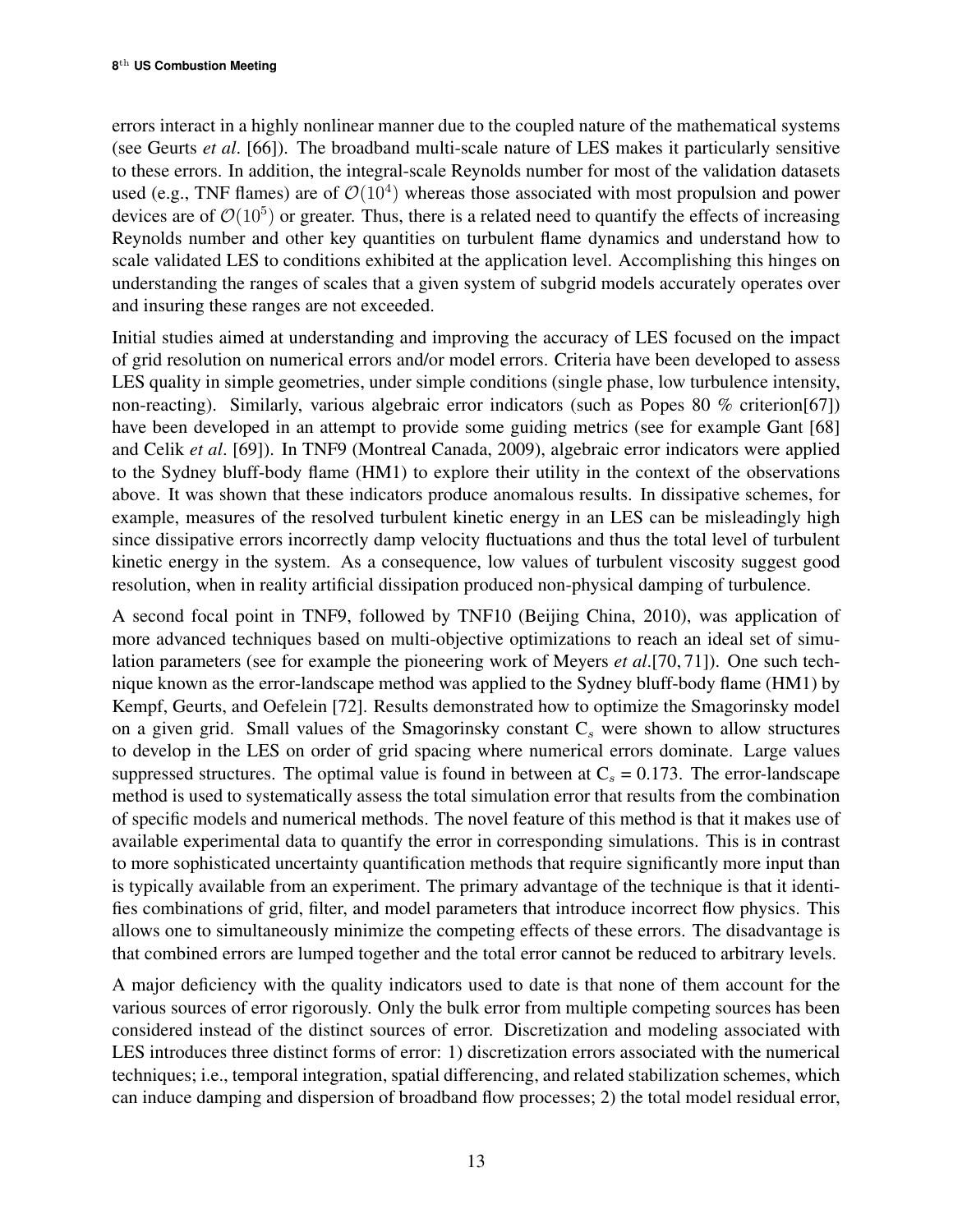errors interact in a highly nonlinear manner due to the coupled nature of the mathematical systems (see Geurts *et al*. [66]). The broadband multi-scale nature of LES makes it particularly sensitive to these errors. In addition, the integral-scale Reynolds number for most of the validation datasets used (e.g., TNF flames) are of $\mathcal{O}(10^4)$ whereas those associated with most propulsion and power devices are of $\mathcal{O}(10^5)$ or greater. Thus, there is a related need to quantify the effects of increasing Reynolds number and other key quantities on turbulent flame dynamics and understand how to scale validated LES to conditions exhibited at the application level. Accomplishing this hinges on understanding the ranges of scales that a given system of subgrid models accurately operates over and insuring these ranges are not exceeded.

Initial studies aimed at understanding and improving the accuracy of LES focused on the impact of grid resolution on numerical errors and/or model errors. Criteria have been developed to assess LES quality in simple geometries, under simple conditions (single phase, low turbulence intensity, non-reacting). Similarly, various algebraic error indicators (such as Popes 80 % criterion[67]) have been developed in an attempt to provide some guiding metrics (see for example Gant [68] and Celik *et al*. [69]). In TNF9 (Montreal Canada, 2009), algebraic error indicators were applied to the Sydney bluff-body flame (HM1) to explore their utility in the context of the observations above. It was shown that these indicators produce anomalous results. In dissipative schemes, for example, measures of the resolved turbulent kinetic energy in an LES can be misleadingly high since dissipative errors incorrectly damp velocity fluctuations and thus the total level of turbulent kinetic energy in the system. As a consequence, low values of turbulent viscosity suggest good resolution, when in reality artificial dissipation produced non-physical damping of turbulence.

A second focal point in TNF9, followed by TNF10 (Beijing China, 2010), was application of more advanced techniques based on multi-objective optimizations to reach an ideal set of simulation parameters (see for example the pioneering work of Meyers *et al*.[70, 71]). One such technique known as the error-landscape method was applied to the Sydney bluff-body flame (HM1) by Kempf, Geurts, and Oefelein [72]. Results demonstrated how to optimize the Smagorinsky model on a given grid. Small values of the Smagorinsky constant $C_s$ were shown to allow structures to develop in the LES on order of grid spacing where numerical errors dominate. Large values suppressed structures. The optimal value is found in between at $C_s = 0.173$. The error-landscape method is used to systematically assess the total simulation error that results from the combination of specific models and numerical methods. The novel feature of this method is that it makes use of available experimental data to quantify the error in corresponding simulations. This is in contrast to more sophisticated uncertainty quantification methods that require significantly more input than is typically available from an experiment. The primary advantage of the technique is that it identifies combinations of grid, filter, and model parameters that introduce incorrect flow physics. This allows one to simultaneously minimize the competing effects of these errors. The disadvantage is that combined errors are lumped together and the total error cannot be reduced to arbitrary levels.

A major deficiency with the quality indicators used to date is that none of them account for the various sources of error rigorously. Only the bulk error from multiple competing sources has been considered instead of the distinct sources of error. Discretization and modeling associated with LES introduces three distinct forms of error: 1) discretization errors associated with the numerical techniques; i.e., temporal integration, spatial differencing, and related stabilization schemes, which can induce damping and dispersion of broadband flow processes; 2) the total model residual error,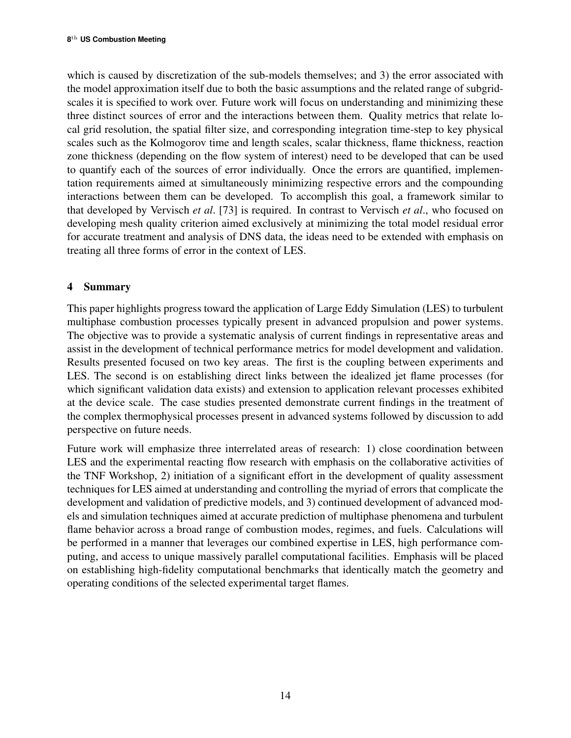which is caused by discretization of the sub-models themselves; and 3) the error associated with the model approximation itself due to both the basic assumptions and the related range of subgrid-scales it is specified to work over. Future work will focus on understanding and minimizing these three distinct sources of error and the interactions between them. Quality metrics that relate local grid resolution, the spatial filter size, and corresponding integration time-step to key physical scales such as the Kolmogorov time and length scales, scalar thickness, flame thickness, reaction zone thickness (depending on the flow system of interest) need to be developed that can be used to quantify each of the sources of error individually. Once the errors are quantified, implementation requirements aimed at simultaneously minimizing respective errors and the compounding interactions between them can be developed. To accomplish this goal, a framework similar to that developed by Vervisch *et al*. [73] is required. In contrast to Vervisch *et al*., who focused on developing mesh quality criterion aimed exclusively at minimizing the total model residual error for accurate treatment and analysis of DNS data, the ideas need to be extended with emphasis on treating all three forms of error in the context of LES.

## 4 Summary

This paper highlights progress toward the application of Large Eddy Simulation (LES) to turbulent multiphase combustion processes typically present in advanced propulsion and power systems. The objective was to provide a systematic analysis of current findings in representative areas and assist in the development of technical performance metrics for model development and validation. Results presented focused on two key areas. The first is the coupling between experiments and LES. The second is on establishing direct links between the idealized jet flame processes (for which significant validation data exists) and extension to application relevant processes exhibited at the device scale. The case studies presented demonstrate current findings in the treatment of the complex thermophysical processes present in advanced systems followed by discussion to add perspective on future needs.

Future work will emphasize three interrelated areas of research: 1) close coordination between LES and the experimental reacting flow research with emphasis on the collaborative activities of the TNF Workshop, 2) initiation of a significant effort in the development of quality assessment techniques for LES aimed at understanding and controlling the myriad of errors that complicate the development and validation of predictive models, and 3) continued development of advanced models and simulation techniques aimed at accurate prediction of multiphase phenomena and turbulent flame behavior across a broad range of combustion modes, regimes, and fuels. Calculations will be performed in a manner that leverages our combined expertise in LES, high performance computing, and access to unique massively parallel computational facilities. Emphasis will be placed on establishing high-fidelity computational benchmarks that identically match the geometry and operating conditions of the selected experimental target flames.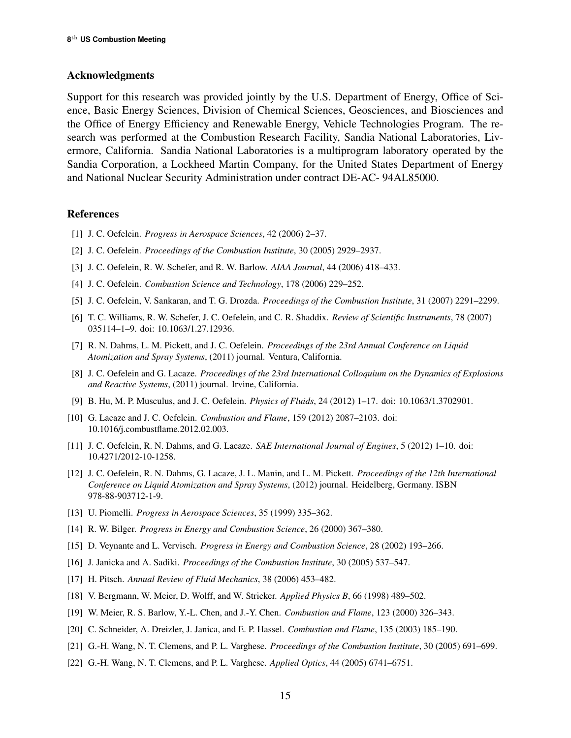## Acknowledgments

Support for this research was provided jointly by the U.S. Department of Energy, Office of Science, Basic Energy Sciences, Division of Chemical Sciences, Geosciences, and Biosciences and the Office of Energy Efficiency and Renewable Energy, Vehicle Technologies Program. The research was performed at the Combustion Research Facility, Sandia National Laboratories, Livermore, California. Sandia National Laboratories is a multiprogram laboratory operated by the Sandia Corporation, a Lockheed Martin Company, for the United States Department of Energy and National Nuclear Security Administration under contract DE-AC- 94AL85000.

## References

[1] J. C. Oefelein. *Progress in Aerospace Sciences*, 42 (2006) 2–37.

[2] J. C. Oefelein. *Proceedings of the Combustion Institute*, 30 (2005) 2929–2937.

[3] J. C. Oefelein, R. W. Schefer, and R. W. Barlow. *AIAA Journal*, 44 (2006) 418–433.

[4] J. C. Oefelein. *Combustion Science and Technology*, 178 (2006) 229–252.

[5] J. C. Oefelein, V. Sankaran, and T. G. Drozda. *Proceedings of the Combustion Institute*, 31 (2007) 2291–2299.

[6] T. C. Williams, R. W. Schefer, J. C. Oefelein, and C. R. Shaddix. *Review of Scientific Instruments*, 78 (2007) 035114–1–9. doi: 10.1063/1.27.12936.

[7] R. N. Dahms, L. M. Pickett, and J. C. Oefelein. *Proceedings of the 23rd Annual Conference on Liquid Atomization and Spray Systems*, (2011) journal. Ventura, California.

[8] J. C. Oefelein and G. Lacaze. *Proceedings of the 23rd International Colloquium on the Dynamics of Explosions and Reactive Systems*, (2011) journal. Irvine, California.

[9] B. Hu, M. P. Musculus, and J. C. Oefelein. *Physics of Fluids*, 24 (2012) 1–17. doi: 10.1063/1.3702901.

[10] G. Lacaze and J. C. Oefelein. *Combustion and Flame*, 159 (2012) 2087–2103. doi: 10.1016/j.combustflame.2012.02.003.

[11] J. C. Oefelein, R. N. Dahms, and G. Lacaze. *SAE International Journal of Engines*, 5 (2012) 1–10. doi: 10.4271/2012-10-1258.

[12] J. C. Oefelein, R. N. Dahms, G. Lacaze, J. L. Manin, and L. M. Pickett. *Proceedings of the 12th International Conference on Liquid Atomization and Spray Systems*, (2012) journal. Heidelberg, Germany. ISBN 978-88-903712-1-9.

[13] U. Piomelli. *Progress in Aerospace Sciences*, 35 (1999) 335–362.

[14] R. W. Bilger. *Progress in Energy and Combustion Science*, 26 (2000) 367–380.

[15] D. Veynante and L. Vervisch. *Progress in Energy and Combustion Science*, 28 (2002) 193–266.

[16] J. Janicka and A. Sadiki. *Proceedings of the Combustion Institute*, 30 (2005) 537–547.

[17] H. Pitsch. *Annual Review of Fluid Mechanics*, 38 (2006) 453–482.

[18] V. Bergmann, W. Meier, D. Wolff, and W. Stricker. *Applied Physics B*, 66 (1998) 489–502.

[19] W. Meier, R. S. Barlow, Y.-L. Chen, and J.-Y. Chen. *Combustion and Flame*, 123 (2000) 326–343.

[20] C. Schneider, A. Dreizler, J. Janica, and E. P. Hassel. *Combustion and Flame*, 135 (2003) 185–190.

[21] G.-H. Wang, N. T. Clemens, and P. L. Varghese. *Proceedings of the Combustion Institute*, 30 (2005) 691–699.

[22] G.-H. Wang, N. T. Clemens, and P. L. Varghese. *Applied Optics*, 44 (2005) 6741–6751.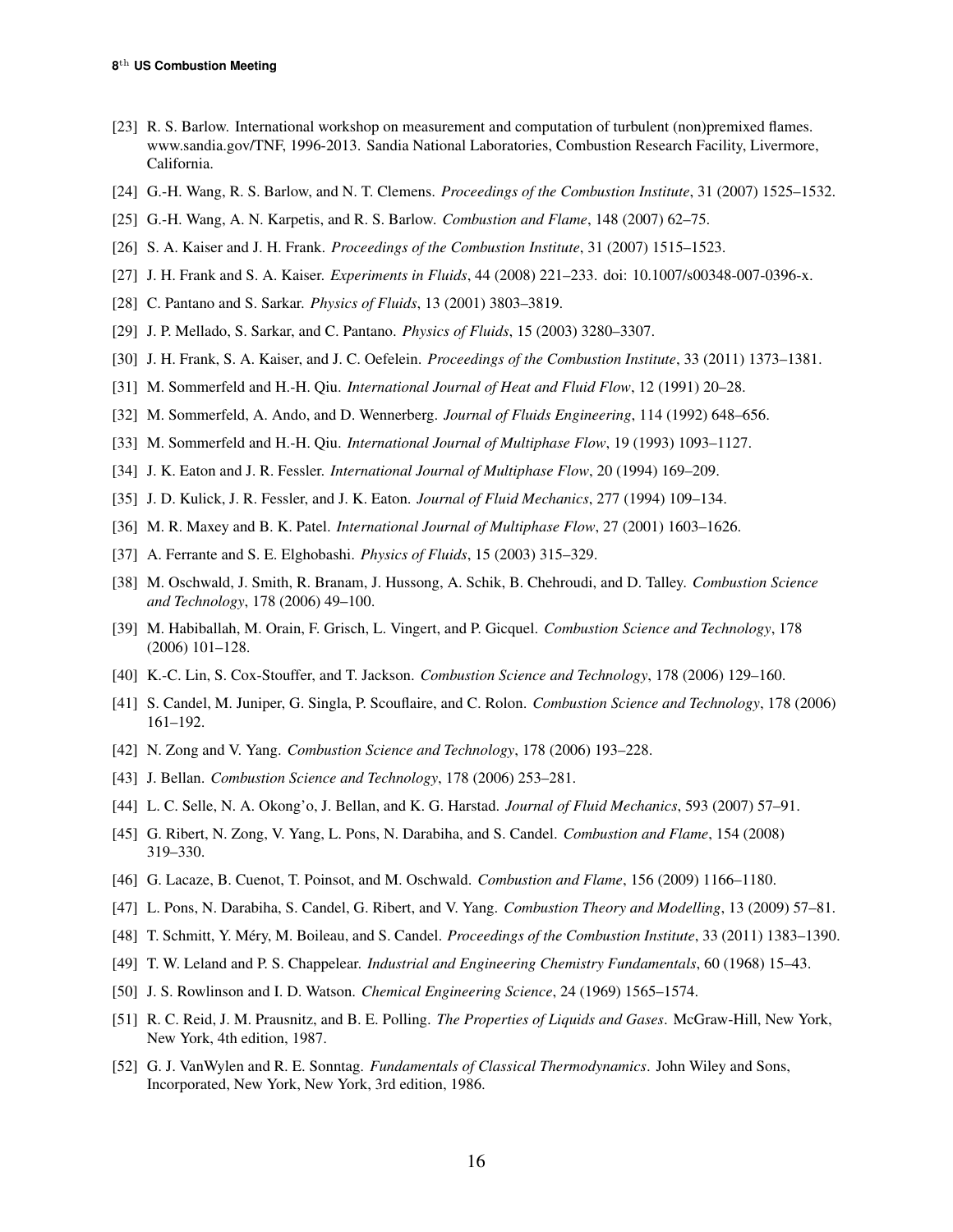[23] R. S. Barlow. International workshop on measurement and computation of turbulent (non)premixed flames. www.sandia.gov/TNF, 1996-2013. Sandia National Laboratories, Combustion Research Facility, Livermore, California.

[24] G.-H. Wang, R. S. Barlow, and N. T. Clemens. *Proceedings of the Combustion Institute*, 31 (2007) 1525–1532.

[25] G.-H. Wang, A. N. Karpetis, and R. S. Barlow. *Combustion and Flame*, 148 (2007) 62–75.

[26] S. A. Kaiser and J. H. Frank. *Proceedings of the Combustion Institute*, 31 (2007) 1515–1523.

[27] J. H. Frank and S. A. Kaiser. *Experiments in Fluids*, 44 (2008) 221–233. doi: 10.1007/s00348-007-0396-x.

[28] C. Pantano and S. Sarkar. *Physics of Fluids*, 13 (2001) 3803–3819.

[29] J. P. Mellado, S. Sarkar, and C. Pantano. *Physics of Fluids*, 15 (2003) 3280–3307.

[30] J. H. Frank, S. A. Kaiser, and J. C. Oefelein. *Proceedings of the Combustion Institute*, 33 (2011) 1373–1381.

[31] M. Sommerfeld and H.-H. Qiu. *International Journal of Heat and Fluid Flow*, 12 (1991) 20–28.

[32] M. Sommerfeld, A. Ando, and D. Wennerberg. *Journal of Fluids Engineering*, 114 (1992) 648–656.

[33] M. Sommerfeld and H.-H. Qiu. *International Journal of Multiphase Flow*, 19 (1993) 1093–1127.

[34] J. K. Eaton and J. R. Fessler. *International Journal of Multiphase Flow*, 20 (1994) 169–209.

[35] J. D. Kulick, J. R. Fessler, and J. K. Eaton. *Journal of Fluid Mechanics*, 277 (1994) 109–134.

[36] M. R. Maxey and B. K. Patel. *International Journal of Multiphase Flow*, 27 (2001) 1603–1626.

[37] A. Ferrante and S. E. Elghobashi. *Physics of Fluids*, 15 (2003) 315–329.

[38] M. Oschwald, J. Smith, R. Branam, J. Hussong, A. Schik, B. Chehroudi, and D. Talley. *Combustion Science and Technology*, 178 (2006) 49–100.

[39] M. Habiballah, M. Orain, F. Grisch, L. Vingert, and P. Gicquel. *Combustion Science and Technology*, 178 (2006) 101–128.

[40] K.-C. Lin, S. Cox-Stouffer, and T. Jackson. *Combustion Science and Technology*, 178 (2006) 129–160.

[41] S. Candel, M. Juniper, G. Singla, P. Scouflaire, and C. Rolon. *Combustion Science and Technology*, 178 (2006) 161–192.

[42] N. Zong and V. Yang. *Combustion Science and Technology*, 178 (2006) 193–228.

[43] J. Bellan. *Combustion Science and Technology*, 178 (2006) 253–281.

[44] L. C. Selle, N. A. Okong'o, J. Bellan, and K. G. Harstad. *Journal of Fluid Mechanics*, 593 (2007) 57–91.

[45] G. Ribert, N. Zong, V. Yang, L. Pons, N. Darabiha, and S. Candel. *Combustion and Flame*, 154 (2008) 319–330.

[46] G. Lacaze, B. Cuenot, T. Poinsot, and M. Oschwald. *Combustion and Flame*, 156 (2009) 1166–1180.

[47] L. Pons, N. Darabiha, S. Candel, G. Ribert, and V. Yang. *Combustion Theory and Modelling*, 13 (2009) 57–81.

[48] T. Schmitt, Y. Méry, M. Boileau, and S. Candel. *Proceedings of the Combustion Institute*, 33 (2011) 1383–1390.

[49] T. W. Leland and P. S. Chappelear. *Industrial and Engineering Chemistry Fundamentals*, 60 (1968) 15–43.

[50] J. S. Rowlinson and I. D. Watson. *Chemical Engineering Science*, 24 (1969) 1565–1574.

[51] R. C. Reid, J. M. Prausnitz, and B. E. Polling. *The Properties of Liquids and Gases*. McGraw-Hill, New York, New York, 4th edition, 1987.

[52] G. J. VanWylen and R. E. Sonntag. *Fundamentals of Classical Thermodynamics*. John Wiley and Sons, Incorporated, New York, New York, 3rd edition, 1986.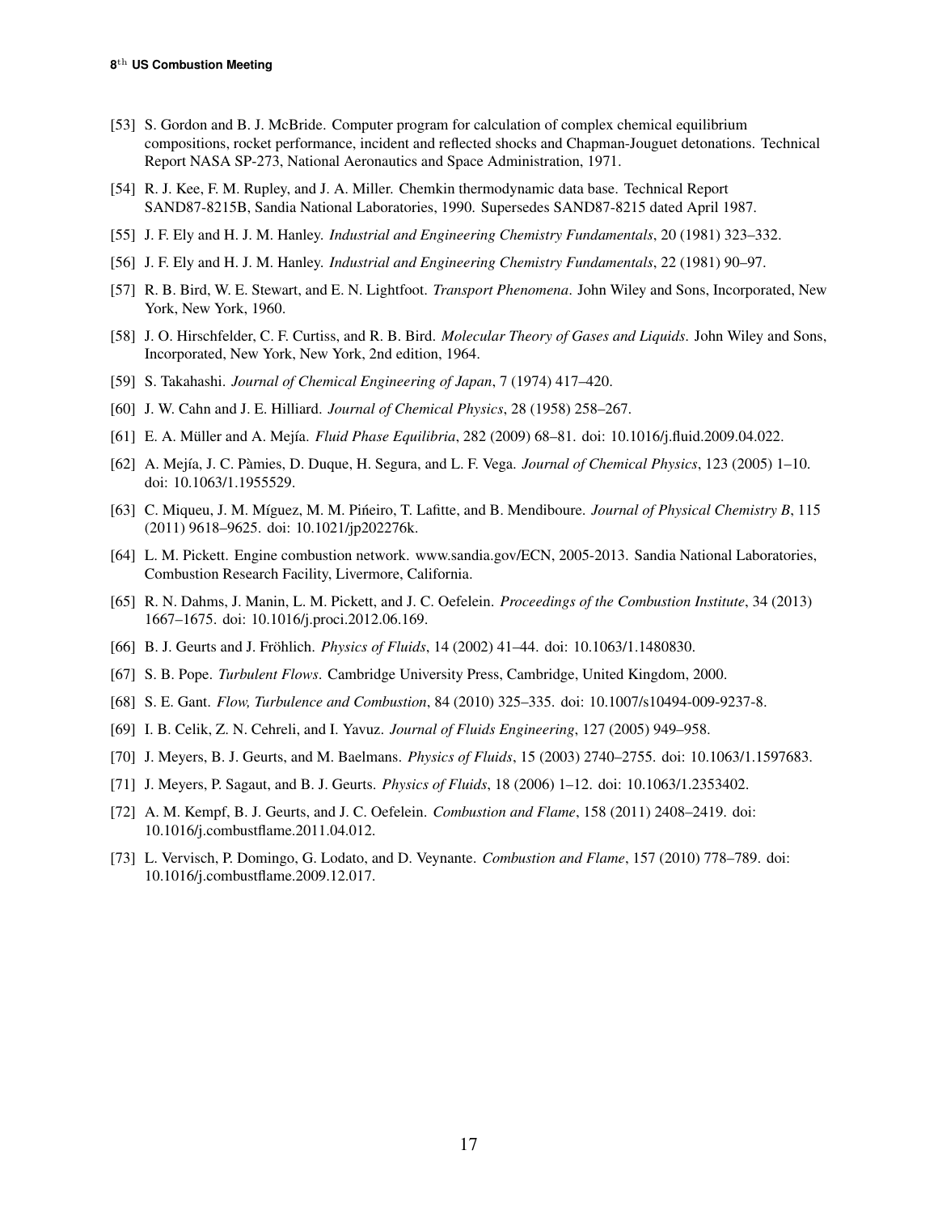[53] S. Gordon and B. J. McBride. Computer program for calculation of complex chemical equilibrium compositions, rocket performance, incident and reflected shocks and Chapman-Jouguet detonations. Technical Report NASA SP-273, National Aeronautics and Space Administration, 1971.

[54] R. J. Kee, F. M. Rupley, and J. A. Miller. Chemkin thermodynamic data base. Technical Report SAND87-8215B, Sandia National Laboratories, 1990. Supersedes SAND87-8215 dated April 1987.

[55] J. F. Ely and H. J. M. Hanley. *Industrial and Engineering Chemistry Fundamentals*, 20 (1981) 323–332.

[56] J. F. Ely and H. J. M. Hanley. *Industrial and Engineering Chemistry Fundamentals*, 22 (1981) 90–97.

[57] R. B. Bird, W. E. Stewart, and E. N. Lightfoot. *Transport Phenomena*. John Wiley and Sons, Incorporated, New York, New York, 1960.

[58] J. O. Hirschfelder, C. F. Curtiss, and R. B. Bird. *Molecular Theory of Gases and Liquids*. John Wiley and Sons, Incorporated, New York, New York, 2nd edition, 1964.

[59] S. Takahashi. *Journal of Chemical Engineering of Japan*, 7 (1974) 417–420.

[60] J. W. Cahn and J. E. Hilliard. *Journal of Chemical Physics*, 28 (1958) 258–267.

[61] E. A. Müller and A. Mejía. *Fluid Phase Equilibria*, 282 (2009) 68–81. doi: 10.1016/j.fluid.2009.04.022.

[62] A. Mejía, J. C. Pàmies, D. Duque, H. Segura, and L. F. Vega. *Journal of Chemical Physics*, 123 (2005) 1–10. doi: 10.1063/1.1955529.

[63] C. Miqueu, J. M. Míguez, M. M. Pińeiro, T. Lafitte, and B. Mendiboure. *Journal of Physical Chemistry B*, 115 (2011) 9618–9625. doi: 10.1021/jp202276k.

[64] L. M. Pickett. Engine combustion network. www.sandia.gov/ECN, 2005-2013. Sandia National Laboratories, Combustion Research Facility, Livermore, California.

[65] R. N. Dahms, J. Manin, L. M. Pickett, and J. C. Oefelein. *Proceedings of the Combustion Institute*, 34 (2013) 1667–1675. doi: 10.1016/j.proci.2012.06.169.

[66] B. J. Geurts and J. Fröhlich. *Physics of Fluids*, 14 (2002) 41–44. doi: 10.1063/1.1480830.

[67] S. B. Pope. *Turbulent Flows*. Cambridge University Press, Cambridge, United Kingdom, 2000.

[68] S. E. Gant. *Flow, Turbulence and Combustion*, 84 (2010) 325–335. doi: 10.1007/s10494-009-9237-8.

[69] I. B. Celik, Z. N. Cehreli, and I. Yavuz. *Journal of Fluids Engineering*, 127 (2005) 949–958.

[70] J. Meyers, B. J. Geurts, and M. Baelmans. *Physics of Fluids*, 15 (2003) 2740–2755. doi: 10.1063/1.1597683.

[71] J. Meyers, P. Sagaut, and B. J. Geurts. *Physics of Fluids*, 18 (2006) 1–12. doi: 10.1063/1.2353402.

[72] A. M. Kempf, B. J. Geurts, and J. C. Oefelein. *Combustion and Flame*, 158 (2011) 2408–2419. doi: 10.1016/j.combustflame.2011.04.012.

[73] L. Vervisch, P. Domingo, G. Lodato, and D. Veynante. *Combustion and Flame*, 157 (2010) 778–789. doi: 10.1016/j.combustflame.2009.12.017.